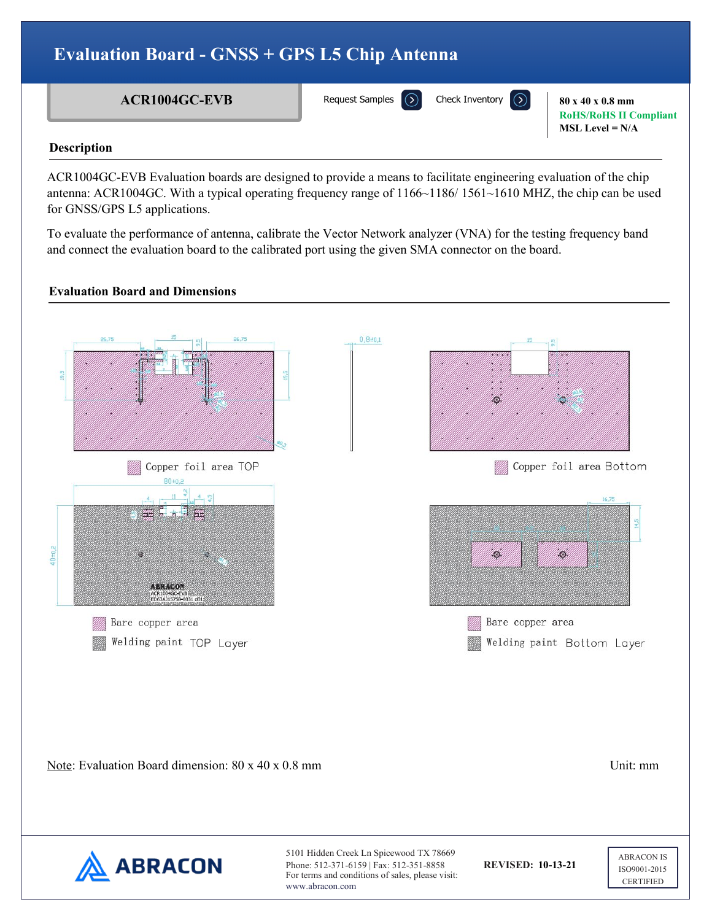# Evaluation Board - GNSS + GPS L5 Chip Antenna

**ACR1004GC-EVB**

Request Samples | Check Inventory

**80 x 40 x 0.8 mm**
**RoHS/RoHS II Compliant**
**MSL Level = N/A**

## Description

ACR1004GC-EVB Evaluation boards are designed to provide a means to facilitate engineering evaluation of the chip antenna: ACR1004GC. With a typical operating frequency range of 1166~1186/ 1561~1610 MHZ, the chip can be used for GNSS/GPS L5 applications.

To evaluate the performance of antenna, calibrate the Vector Network analyzer (VNA) for the testing frequency band and connect the evaluation board to the calibrated port using the given SMA connector on the board.

## Evaluation Board and Dimensions

Copper foil area TOP

Copper foil area Bottom

Bare copper area
Welding paint TOP Layer

Bare copper area
Welding paint Bottom Layer

Note: Evaluation Board dimension: 80 x 40 x 0.8 mm

Unit: mm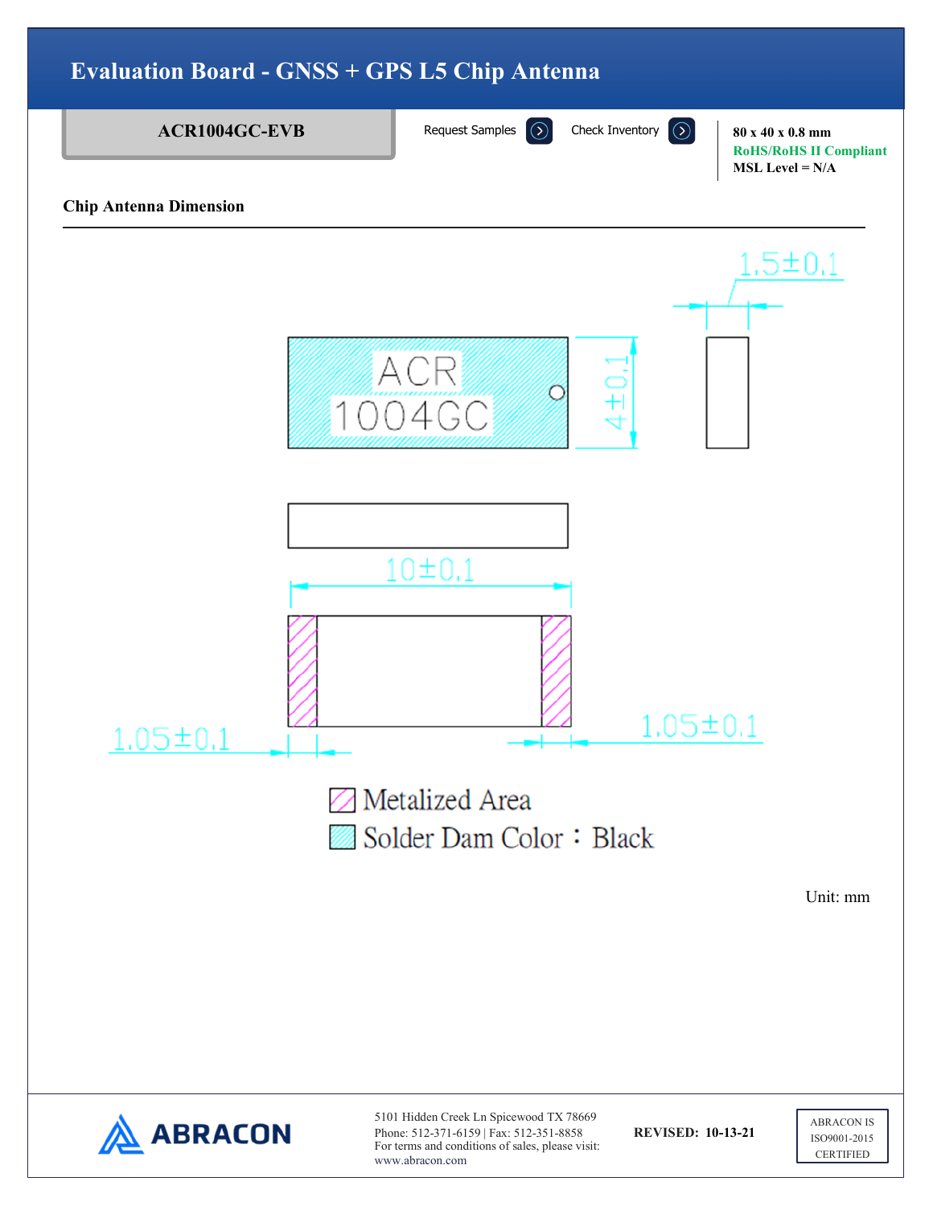# Evaluation Board - GNSS + GPS L5 Chip Antenna

**ACR1004GC-EVB**

Request Samples | Check Inventory

**80 x 40 x 0.8 mm**
**RoHS/RoHS II Compliant**
**MSL Level = N/A**

## Chip Antenna Dimension

ACR
1004GC

4±0.1

1.5±0.1

10±0.1

1.05±0.1

1.05±0.1

Metalized Area

Solder Dam Color：Black

Unit: mm

5101 Hidden Creek Ln Spicewood TX 78669
Phone: 512-371-6159 | Fax: 512-351-8858
For terms and conditions of sales, please visit:
www.abracon.com

**REVISED: 10-13-21**

ABRACON IS ISO9001-2015 CERTIFIED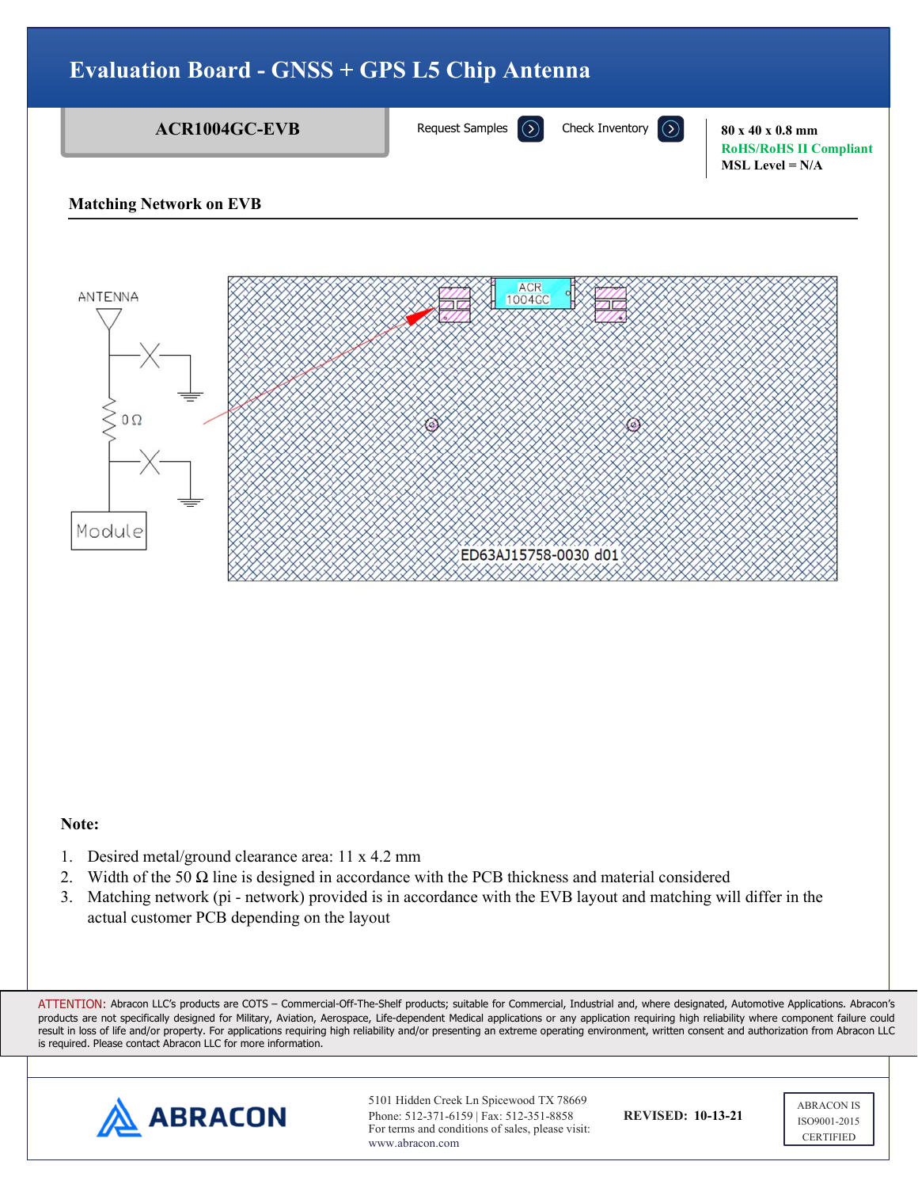# Evaluation Board - GNSS + GPS L5 Chip Antenna

**ACR1004GC-EVB**

Request Samples Check Inventory

**80 x 40 x 0.8 mm**
**RoHS/RoHS II Compliant**
**MSL Level = N/A**

## Matching Network on EVB

ANTENNA

0Ω

Module

ACR 1004GC

ED63AJ15758-0030 d01

**Note:**

1. Desired metal/ground clearance area: 11 x 4.2 mm
2. Width of the 50 Ω line is designed in accordance with the PCB thickness and material considered
3. Matching network (pi - network) provided is in accordance with the EVB layout and matching will differ in the actual customer PCB depending on the layout

ATTENTION: Abracon LLC's products are COTS – Commercial-Off-The-Shelf products; suitable for Commercial, Industrial and, where designated, Automotive Applications. Abracon's products are not specifically designed for Military, Aviation, Aerospace, Life-dependent Medical applications or any application requiring high reliability where component failure could result in loss of life and/or property. For applications requiring high reliability and/or presenting an extreme operating environment, written consent and authorization from Abracon LLC is required. Please contact Abracon LLC for more information.

ABRACON

5101 Hidden Creek Ln Spicewood TX 78669
Phone: 512-371-6159 | Fax: 512-351-8858
For terms and conditions of sales, please visit:
www.abracon.com

**REVISED: 10-13-21**

ABRACON IS
ISO9001-2015
CERTIFIED